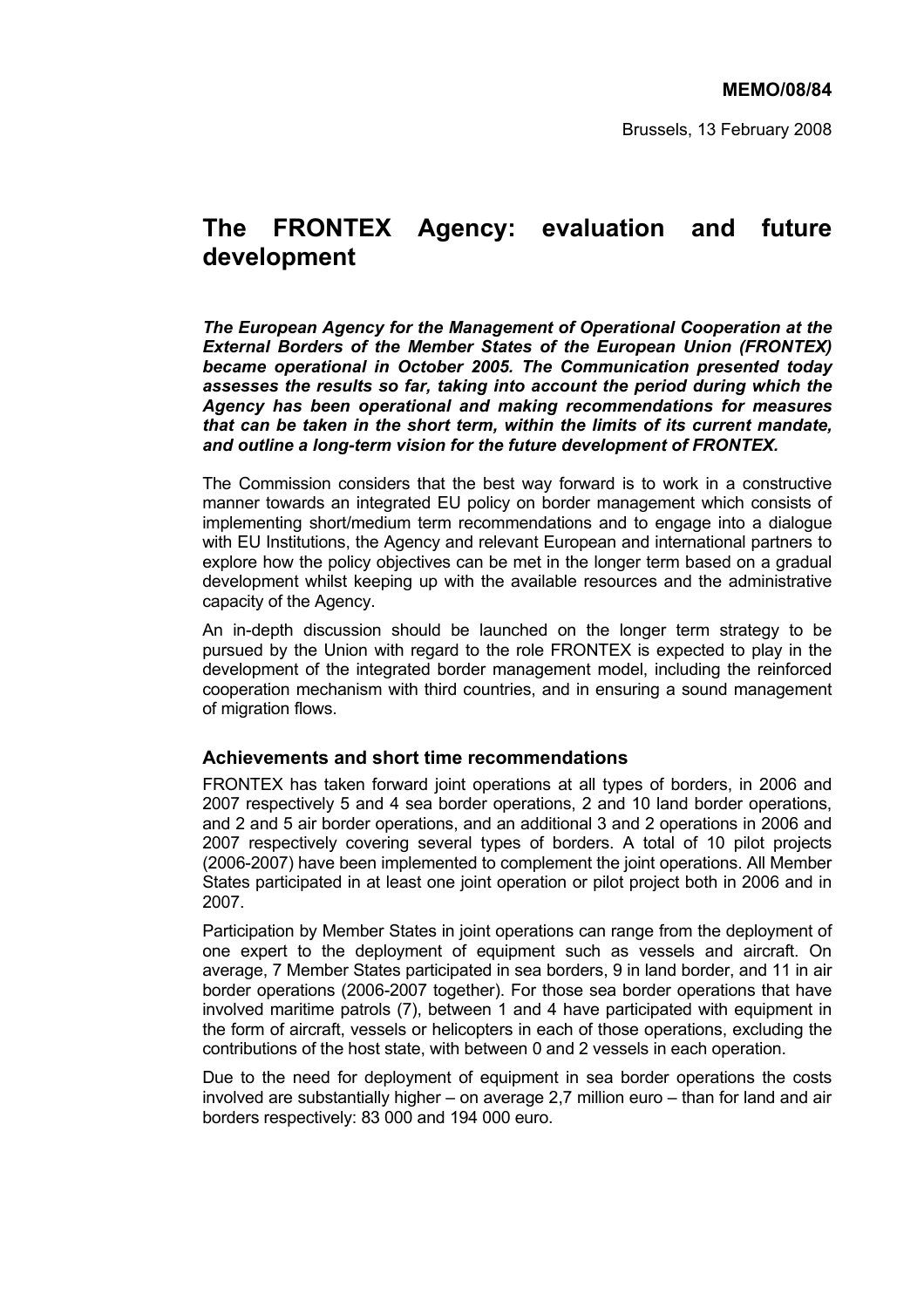**MEMO/08/84**

Brussels, 13 February 2008

# The FRONTEX Agency: evaluation and future development

***The European Agency for the Management of Operational Cooperation at the External Borders of the Member States of the European Union (FRONTEX) became operational in October 2005. The Communication presented today assesses the results so far, taking into account the period during which the Agency has been operational and making recommendations for measures that can be taken in the short term, within the limits of its current mandate, and outline a long-term vision for the future development of FRONTEX.***

The Commission considers that the best way forward is to work in a constructive manner towards an integrated EU policy on border management which consists of implementing short/medium term recommendations and to engage into a dialogue with EU Institutions, the Agency and relevant European and international partners to explore how the policy objectives can be met in the longer term based on a gradual development whilst keeping up with the available resources and the administrative capacity of the Agency.

An in-depth discussion should be launched on the longer term strategy to be pursued by the Union with regard to the role FRONTEX is expected to play in the development of the integrated border management model, including the reinforced cooperation mechanism with third countries, and in ensuring a sound management of migration flows.

## Achievements and short time recommendations

FRONTEX has taken forward joint operations at all types of borders, in 2006 and 2007 respectively 5 and 4 sea border operations, 2 and 10 land border operations, and 2 and 5 air border operations, and an additional 3 and 2 operations in 2006 and 2007 respectively covering several types of borders. A total of 10 pilot projects (2006-2007) have been implemented to complement the joint operations. All Member States participated in at least one joint operation or pilot project both in 2006 and in 2007.

Participation by Member States in joint operations can range from the deployment of one expert to the deployment of equipment such as vessels and aircraft. On average, 7 Member States participated in sea borders, 9 in land border, and 11 in air border operations (2006-2007 together). For those sea border operations that have involved maritime patrols (7), between 1 and 4 have participated with equipment in the form of aircraft, vessels or helicopters in each of those operations, excluding the contributions of the host state, with between 0 and 2 vessels in each operation.

Due to the need for deployment of equipment in sea border operations the costs involved are substantially higher – on average 2,7 million euro – than for land and air borders respectively: 83 000 and 194 000 euro.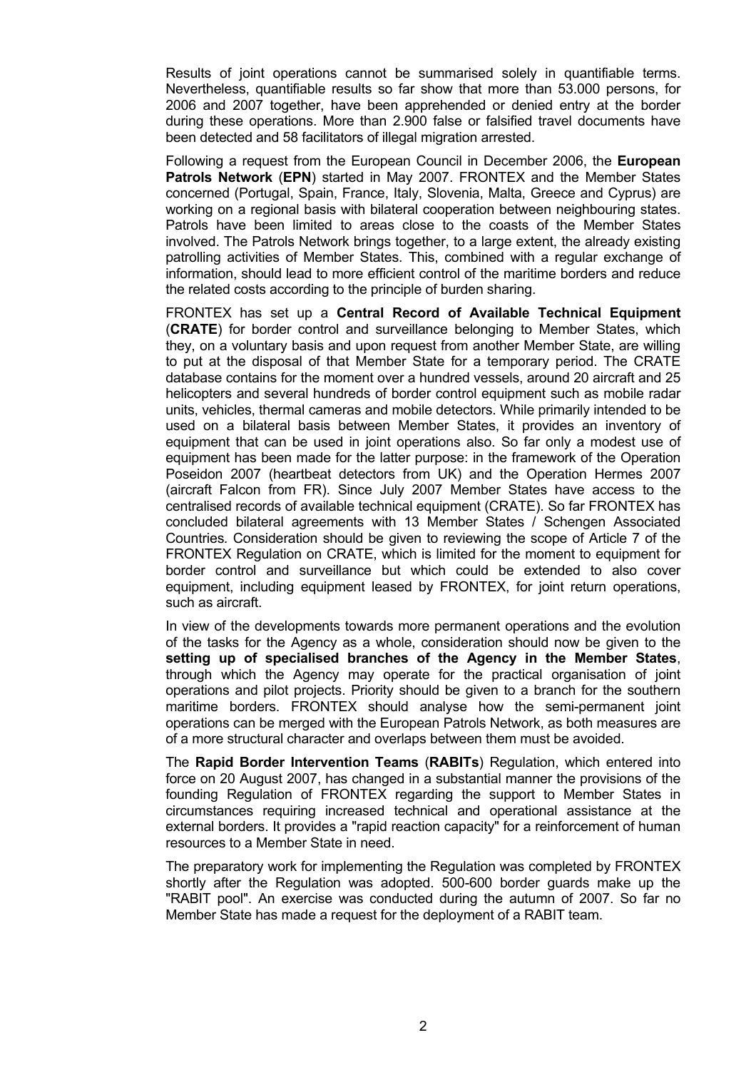Results of joint operations cannot be summarised solely in quantifiable terms. Nevertheless, quantifiable results so far show that more than 53.000 persons, for 2006 and 2007 together, have been apprehended or denied entry at the border during these operations. More than 2.900 false or falsified travel documents have been detected and 58 facilitators of illegal migration arrested.

Following a request from the European Council in December 2006, the **European Patrols Network** (**EPN**) started in May 2007. FRONTEX and the Member States concerned (Portugal, Spain, France, Italy, Slovenia, Malta, Greece and Cyprus) are working on a regional basis with bilateral cooperation between neighbouring states. Patrols have been limited to areas close to the coasts of the Member States involved. The Patrols Network brings together, to a large extent, the already existing patrolling activities of Member States. This, combined with a regular exchange of information, should lead to more efficient control of the maritime borders and reduce the related costs according to the principle of burden sharing.

FRONTEX has set up a **Central Record of Available Technical Equipment** (**CRATE**) for border control and surveillance belonging to Member States, which they, on a voluntary basis and upon request from another Member State, are willing to put at the disposal of that Member State for a temporary period. The CRATE database contains for the moment over a hundred vessels, around 20 aircraft and 25 helicopters and several hundreds of border control equipment such as mobile radar units, vehicles, thermal cameras and mobile detectors. While primarily intended to be used on a bilateral basis between Member States, it provides an inventory of equipment that can be used in joint operations also. So far only a modest use of equipment has been made for the latter purpose: in the framework of the Operation Poseidon 2007 (heartbeat detectors from UK) and the Operation Hermes 2007 (aircraft Falcon from FR). Since July 2007 Member States have access to the centralised records of available technical equipment (CRATE). So far FRONTEX has concluded bilateral agreements with 13 Member States / Schengen Associated Countries. Consideration should be given to reviewing the scope of Article 7 of the FRONTEX Regulation on CRATE, which is limited for the moment to equipment for border control and surveillance but which could be extended to also cover equipment, including equipment leased by FRONTEX, for joint return operations, such as aircraft.

In view of the developments towards more permanent operations and the evolution of the tasks for the Agency as a whole, consideration should now be given to the **setting up of specialised branches of the Agency in the Member States**, through which the Agency may operate for the practical organisation of joint operations and pilot projects. Priority should be given to a branch for the southern maritime borders. FRONTEX should analyse how the semi-permanent joint operations can be merged with the European Patrols Network, as both measures are of a more structural character and overlaps between them must be avoided.

The **Rapid Border Intervention Teams** (**RABITs**) Regulation, which entered into force on 20 August 2007, has changed in a substantial manner the provisions of the founding Regulation of FRONTEX regarding the support to Member States in circumstances requiring increased technical and operational assistance at the external borders. It provides a "rapid reaction capacity" for a reinforcement of human resources to a Member State in need.

The preparatory work for implementing the Regulation was completed by FRONTEX shortly after the Regulation was adopted. 500-600 border guards make up the "RABIT pool". An exercise was conducted during the autumn of 2007. So far no Member State has made a request for the deployment of a RABIT team.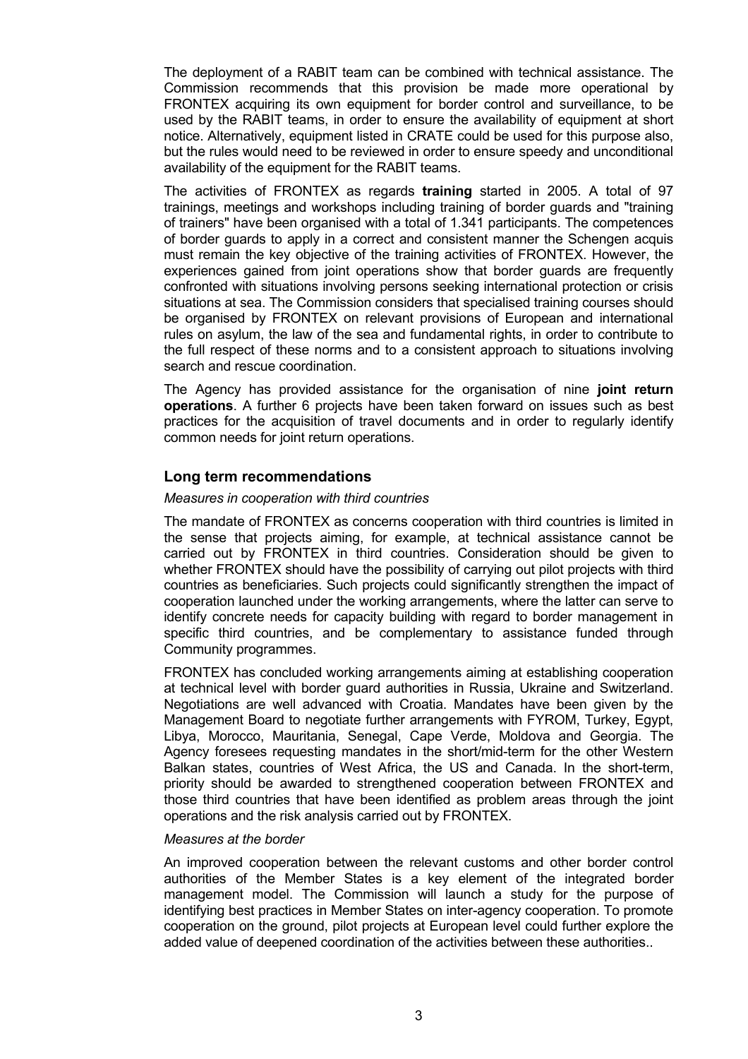The deployment of a RABIT team can be combined with technical assistance. The Commission recommends that this provision be made more operational by FRONTEX acquiring its own equipment for border control and surveillance, to be used by the RABIT teams, in order to ensure the availability of equipment at short notice. Alternatively, equipment listed in CRATE could be used for this purpose also, but the rules would need to be reviewed in order to ensure speedy and unconditional availability of the equipment for the RABIT teams.

The activities of FRONTEX as regards **training** started in 2005. A total of 97 trainings, meetings and workshops including training of border guards and "training of trainers" have been organised with a total of 1.341 participants. The competences of border guards to apply in a correct and consistent manner the Schengen acquis must remain the key objective of the training activities of FRONTEX. However, the experiences gained from joint operations show that border guards are frequently confronted with situations involving persons seeking international protection or crisis situations at sea. The Commission considers that specialised training courses should be organised by FRONTEX on relevant provisions of European and international rules on asylum, the law of the sea and fundamental rights, in order to contribute to the full respect of these norms and to a consistent approach to situations involving search and rescue coordination.

The Agency has provided assistance for the organisation of nine **joint return operations**. A further 6 projects have been taken forward on issues such as best practices for the acquisition of travel documents and in order to regularly identify common needs for joint return operations.

## Long term recommendations

*Measures in cooperation with third countries*

The mandate of FRONTEX as concerns cooperation with third countries is limited in the sense that projects aiming, for example, at technical assistance cannot be carried out by FRONTEX in third countries. Consideration should be given to whether FRONTEX should have the possibility of carrying out pilot projects with third countries as beneficiaries. Such projects could significantly strengthen the impact of cooperation launched under the working arrangements, where the latter can serve to identify concrete needs for capacity building with regard to border management in specific third countries, and be complementary to assistance funded through Community programmes.

FRONTEX has concluded working arrangements aiming at establishing cooperation at technical level with border guard authorities in Russia, Ukraine and Switzerland. Negotiations are well advanced with Croatia. Mandates have been given by the Management Board to negotiate further arrangements with FYROM, Turkey, Egypt, Libya, Morocco, Mauritania, Senegal, Cape Verde, Moldova and Georgia. The Agency foresees requesting mandates in the short/mid-term for the other Western Balkan states, countries of West Africa, the US and Canada. In the short-term, priority should be awarded to strengthened cooperation between FRONTEX and those third countries that have been identified as problem areas through the joint operations and the risk analysis carried out by FRONTEX.

*Measures at the border*

An improved cooperation between the relevant customs and other border control authorities of the Member States is a key element of the integrated border management model. The Commission will launch a study for the purpose of identifying best practices in Member States on inter-agency cooperation. To promote cooperation on the ground, pilot projects at European level could further explore the added value of deepened coordination of the activities between these authorities..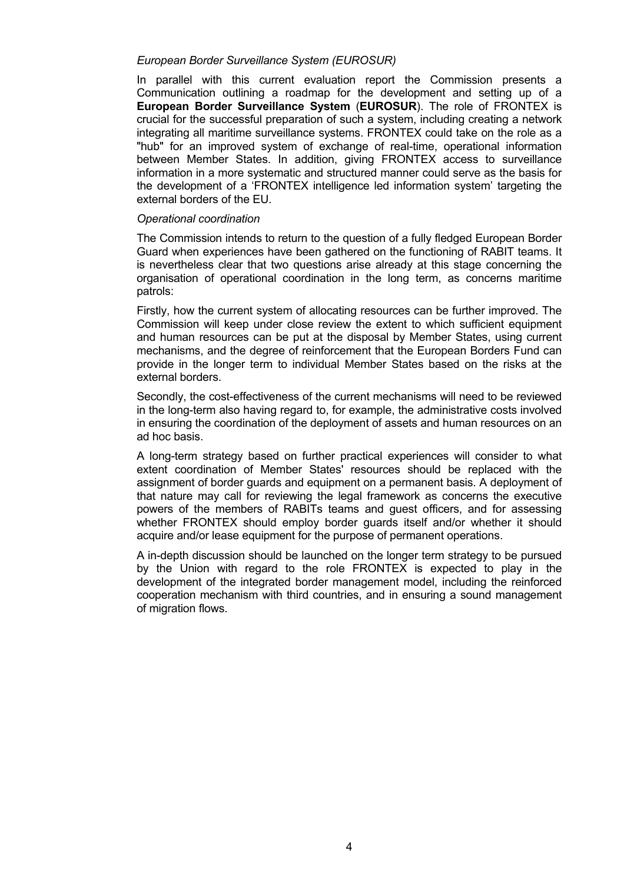*European Border Surveillance System (EUROSUR)*

In parallel with this current evaluation report the Commission presents a Communication outlining a roadmap for the development and setting up of a **European Border Surveillance System** (**EUROSUR**). The role of FRONTEX is crucial for the successful preparation of such a system, including creating a network integrating all maritime surveillance systems. FRONTEX could take on the role as a "hub" for an improved system of exchange of real-time, operational information between Member States. In addition, giving FRONTEX access to surveillance information in a more systematic and structured manner could serve as the basis for the development of a 'FRONTEX intelligence led information system' targeting the external borders of the EU.

*Operational coordination*

The Commission intends to return to the question of a fully fledged European Border Guard when experiences have been gathered on the functioning of RABIT teams. It is nevertheless clear that two questions arise already at this stage concerning the organisation of operational coordination in the long term, as concerns maritime patrols:

Firstly, how the current system of allocating resources can be further improved. The Commission will keep under close review the extent to which sufficient equipment and human resources can be put at the disposal by Member States, using current mechanisms, and the degree of reinforcement that the European Borders Fund can provide in the longer term to individual Member States based on the risks at the external borders.

Secondly, the cost-effectiveness of the current mechanisms will need to be reviewed in the long-term also having regard to, for example, the administrative costs involved in ensuring the coordination of the deployment of assets and human resources on an ad hoc basis.

A long-term strategy based on further practical experiences will consider to what extent coordination of Member States' resources should be replaced with the assignment of border guards and equipment on a permanent basis. A deployment of that nature may call for reviewing the legal framework as concerns the executive powers of the members of RABITs teams and guest officers, and for assessing whether FRONTEX should employ border guards itself and/or whether it should acquire and/or lease equipment for the purpose of permanent operations.

A in-depth discussion should be launched on the longer term strategy to be pursued by the Union with regard to the role FRONTEX is expected to play in the development of the integrated border management model, including the reinforced cooperation mechanism with third countries, and in ensuring a sound management of migration flows.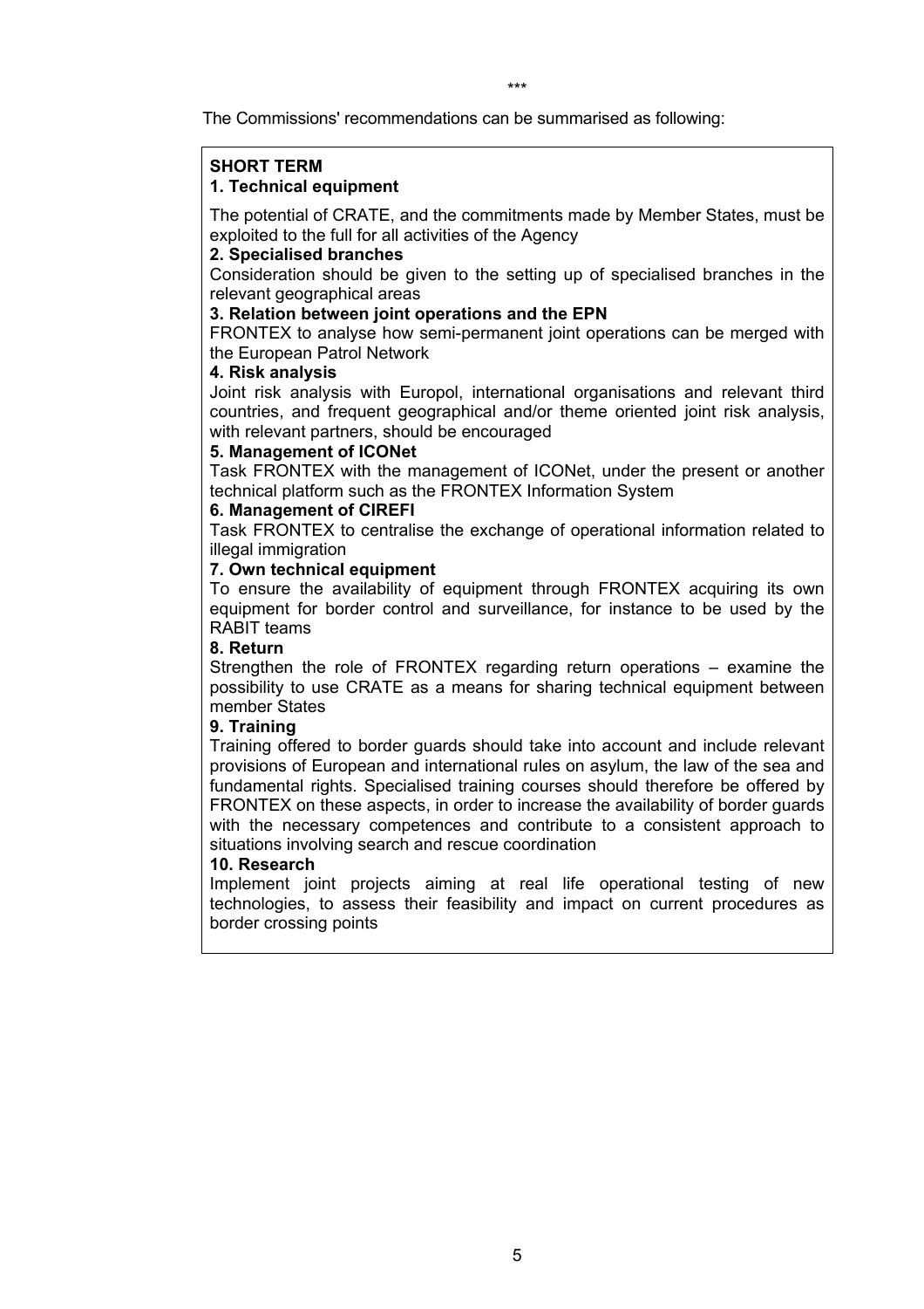\*\*\*

The Commissions' recommendations can be summarised as following:

**SHORT TERM**

**1. Technical equipment**

The potential of CRATE, and the commitments made by Member States, must be exploited to the full for all activities of the Agency

**2. Specialised branches**

Consideration should be given to the setting up of specialised branches in the relevant geographical areas

**3. Relation between joint operations and the EPN**

FRONTEX to analyse how semi-permanent joint operations can be merged with the European Patrol Network

**4. Risk analysis**

Joint risk analysis with Europol, international organisations and relevant third countries, and frequent geographical and/or theme oriented joint risk analysis, with relevant partners, should be encouraged

**5. Management of ICONet**

Task FRONTEX with the management of ICONet, under the present or another technical platform such as the FRONTEX Information System

**6. Management of CIREFI**

Task FRONTEX to centralise the exchange of operational information related to illegal immigration

**7. Own technical equipment**

To ensure the availability of equipment through FRONTEX acquiring its own equipment for border control and surveillance, for instance to be used by the RABIT teams

**8. Return**

Strengthen the role of FRONTEX regarding return operations – examine the possibility to use CRATE as a means for sharing technical equipment between member States

**9. Training**

Training offered to border guards should take into account and include relevant provisions of European and international rules on asylum, the law of the sea and fundamental rights. Specialised training courses should therefore be offered by FRONTEX on these aspects, in order to increase the availability of border guards with the necessary competences and contribute to a consistent approach to situations involving search and rescue coordination

**10. Research**

Implement joint projects aiming at real life operational testing of new technologies, to assess their feasibility and impact on current procedures as border crossing points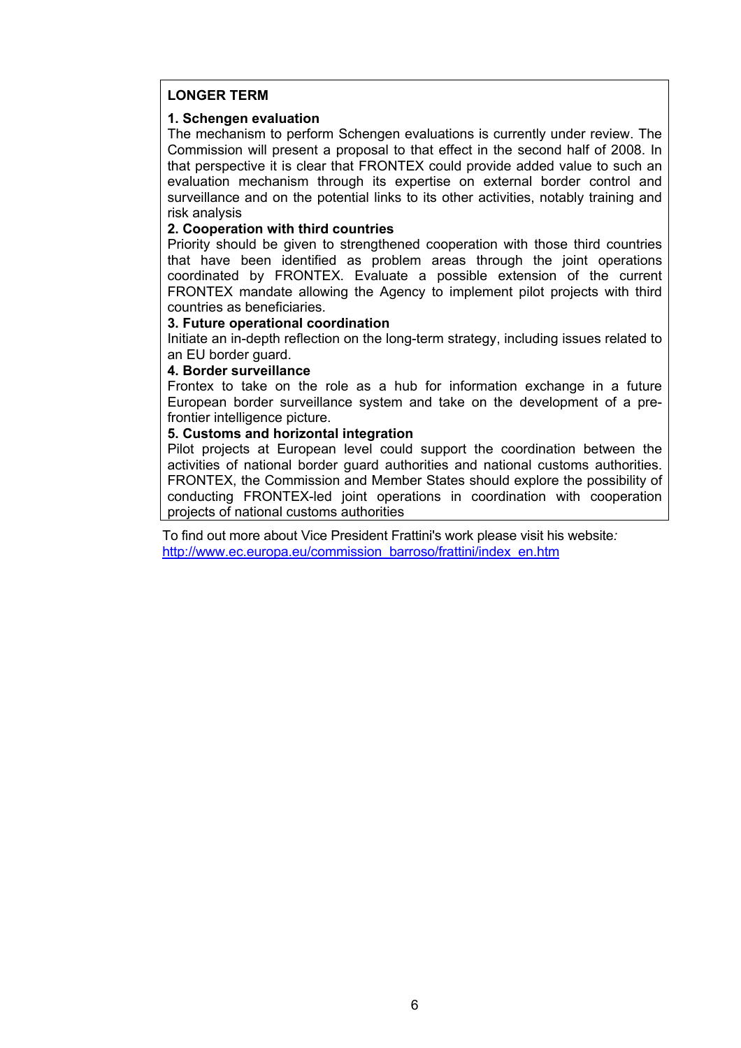## LONGER TERM

**1. Schengen evaluation**

The mechanism to perform Schengen evaluations is currently under review. The Commission will present a proposal to that effect in the second half of 2008. In that perspective it is clear that FRONTEX could provide added value to such an evaluation mechanism through its expertise on external border control and surveillance and on the potential links to its other activities, notably training and risk analysis

**2. Cooperation with third countries**

Priority should be given to strengthened cooperation with those third countries that have been identified as problem areas through the joint operations coordinated by FRONTEX. Evaluate a possible extension of the current FRONTEX mandate allowing the Agency to implement pilot projects with third countries as beneficiaries.

**3. Future operational coordination**

Initiate an in-depth reflection on the long-term strategy, including issues related to an EU border guard.

**4. Border surveillance**

Frontex to take on the role as a hub for information exchange in a future European border surveillance system and take on the development of a pre-frontier intelligence picture.

**5. Customs and horizontal integration**

Pilot projects at European level could support the coordination between the activities of national border guard authorities and national customs authorities. FRONTEX, the Commission and Member States should explore the possibility of conducting FRONTEX-led joint operations in coordination with cooperation projects of national customs authorities

To find out more about Vice President Frattini's work please visit his website*:*
http://www.ec.europa.eu/commission_barroso/frattini/index_en.htm